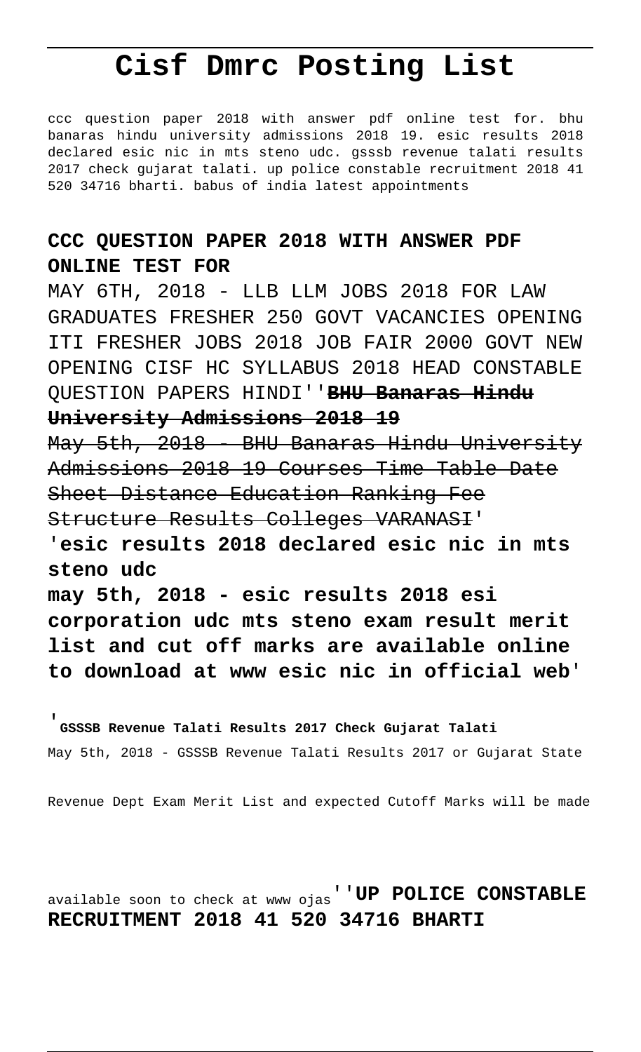# Cisf Dmrc Posting List

ccc question paper 2018 with answer pdf online test for. bhu banaras hindu university admissions 2018 19. esic results 2018 declared esic nic in mts steno udc. gsssb revenue talati results 2017 check gujarat talati. up police constable recruitment 2018 41 520 34716 bharti. babus of india latest appointments

**CCC QUESTION PAPER 2018 WITH ANSWER PDF ONLINE TEST FOR**

MAY 6TH, 2018 - LLB LLM JOBS 2018 FOR LAW GRADUATES FRESHER 250 GOVT VACANCIES OPENING ITI FRESHER JOBS 2018 JOB FAIR 2000 GOVT NEW OPENING CISF HC SYLLABUS 2018 HEAD CONSTABLE QUESTION PAPERS HINDI''**BHU Banaras Hindu University Admissions 2018 19**

~~May 5th, 2018 - BHU Banaras Hindu University Admissions 2018 19 Courses Time Table Date Sheet Distance Education Ranking Fee Structure Results Colleges VARANASI~~'

'**esic results 2018 declared esic nic in mts steno udc**

**may 5th, 2018 - esic results 2018 esi corporation udc mts steno exam result merit list and cut off marks are available online to download at www esic nic in official web**'

'**GSSSB Revenue Talati Results 2017 Check Gujarat Talati**

May 5th, 2018 - GSSSB Revenue Talati Results 2017 or Gujarat State Revenue Dept Exam Merit List and expected Cutoff Marks will be made available soon to check at www ojas''**UP POLICE CONSTABLE RECRUITMENT 2018 41 520 34716 BHARTI**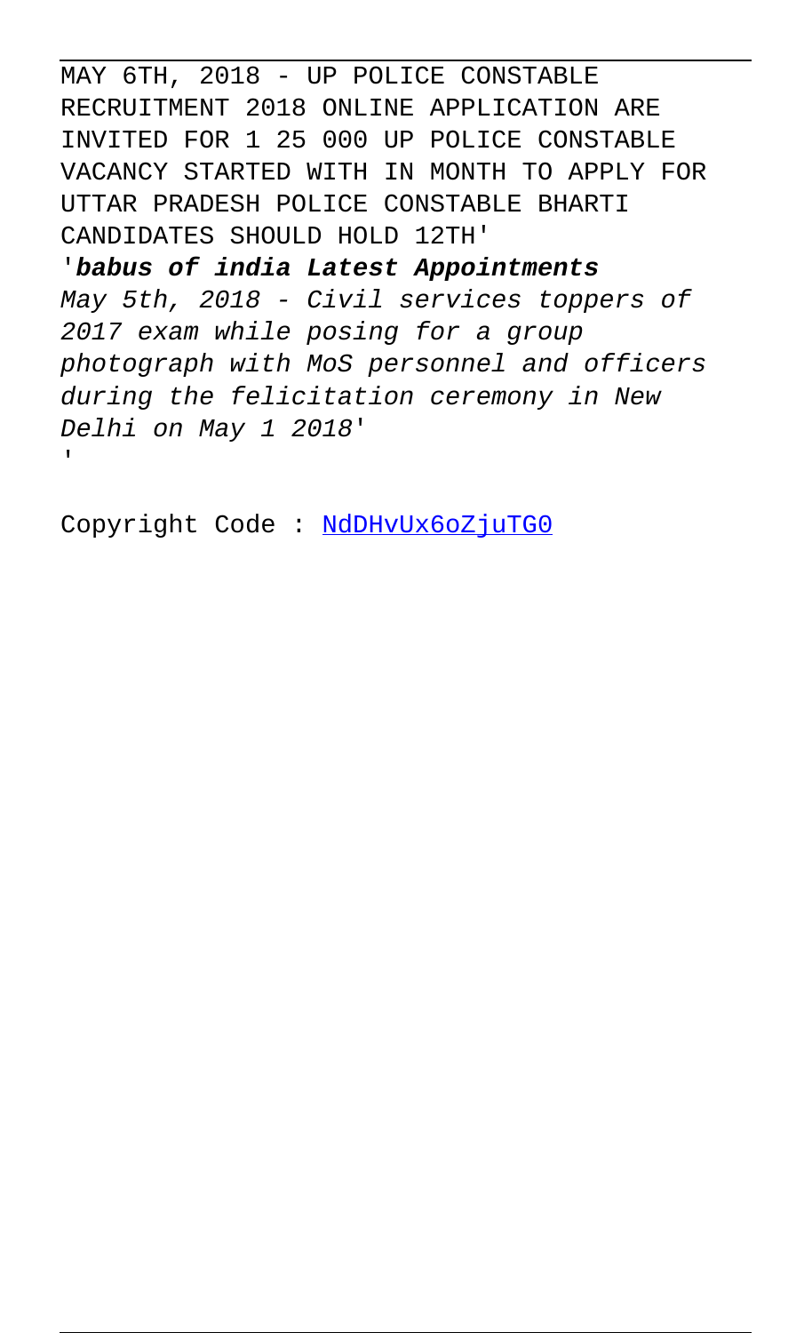MAY 6TH, 2018 - UP POLICE CONSTABLE RECRUITMENT 2018 ONLINE APPLICATION ARE INVITED FOR 1 25 000 UP POLICE CONSTABLE VACANCY STARTED WITH IN MONTH TO APPLY FOR UTTAR PRADESH POLICE CONSTABLE BHARTI CANDIDATES SHOULD HOLD 12TH'

'***babus of india Latest Appointments***

*May 5th, 2018 - Civil services toppers of 2017 exam while posing for a group photograph with MoS personnel and officers during the felicitation ceremony in New Delhi on May 1 2018'*

'

Copyright Code : NdDHvUx6oZjuTG0